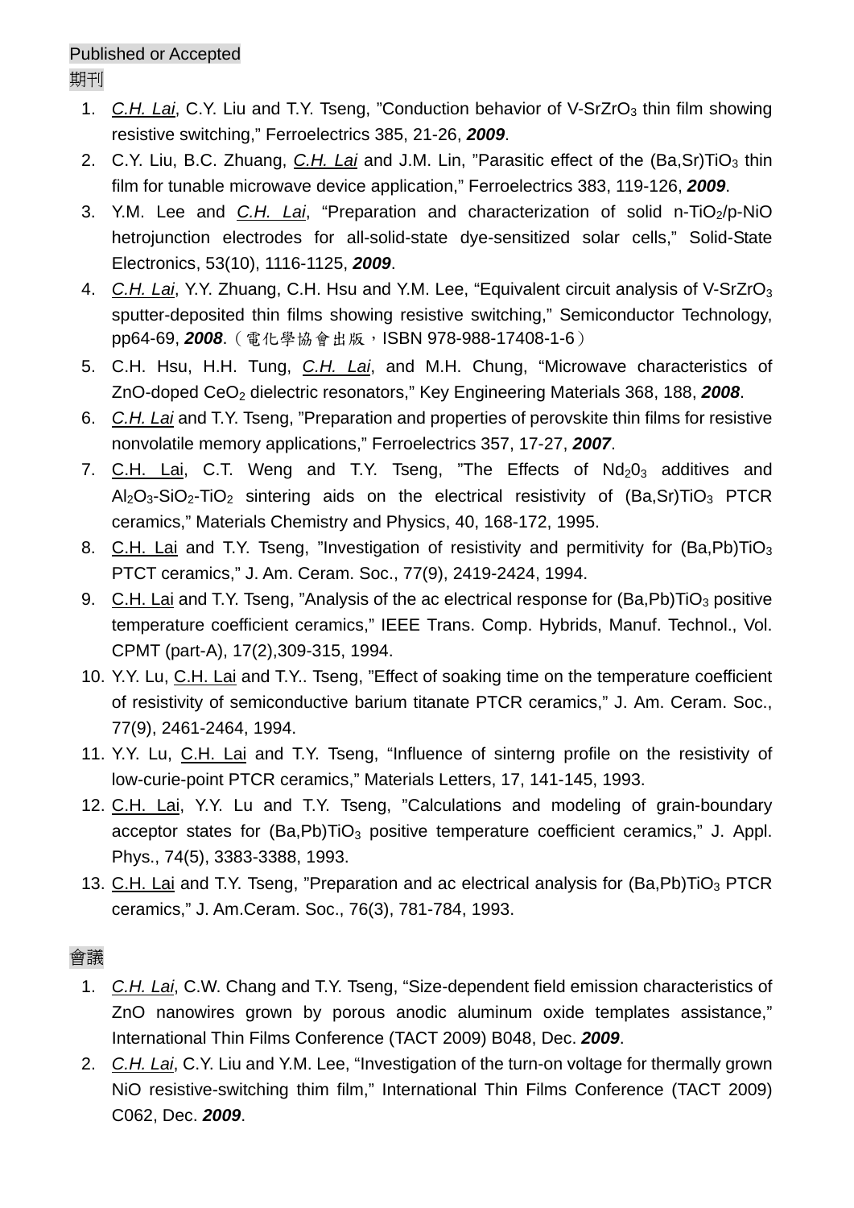Published or Accepted

期刊

1. *C.H. Lai*, C.Y. Liu and T.Y. Tseng, "Conduction behavior of V-$SrZrO_3$ thin film showing resistive switching," Ferroelectrics 385, 21-26, ***2009***.
2. C.Y. Liu, B.C. Zhuang, *C.H. Lai* and J.M. Lin, "Parasitic effect of the $(Ba,Sr)TiO_3$ thin film for tunable microwave device application," Ferroelectrics 383, 119-126, ***2009***.
3. Y.M. Lee and *C.H. Lai*, "Preparation and characterization of solid n-$TiO_2$/p-NiO hetrojunction electrodes for all-solid-state dye-sensitized solar cells," Solid-State Electronics, 53(10), 1116-1125, ***2009***.
4. *C.H. Lai*, Y.Y. Zhuang, C.H. Hsu and Y.M. Lee, "Equivalent circuit analysis of V-$SrZrO_3$ sputter-deposited thin films showing resistive switching," Semiconductor Technology, pp64-69, ***2008***.（電化學協會出版，ISBN 978-988-17408-1-6）
5. C.H. Hsu, H.H. Tung, *C.H. Lai*, and M.H. Chung, "Microwave characteristics of ZnO-doped $CeO_2$ dielectric resonators," Key Engineering Materials 368, 188, ***2008***.
6. *C.H. Lai* and T.Y. Tseng, "Preparation and properties of perovskite thin films for resistive nonvolatile memory applications," Ferroelectrics 357, 17-27, ***2007***.
7. C.H. Lai, C.T. Weng and T.Y. Tseng, "The Effects of $Nd_20_3$ additives and $Al_2O_3$-$SiO_2$-$TiO_2$ sintering aids on the electrical resistivity of $(Ba,Sr)TiO_3$ PTCR ceramics," Materials Chemistry and Physics, 40, 168-172, 1995.
8. C.H. Lai and T.Y. Tseng, "Investigation of resistivity and permitivity for $(Ba,Pb)TiO_3$ PTCT ceramics," J. Am. Ceram. Soc., 77(9), 2419-2424, 1994.
9. C.H. Lai and T.Y. Tseng, "Analysis of the ac electrical response for $(Ba,Pb)TiO_3$ positive temperature coefficient ceramics," IEEE Trans. Comp. Hybrids, Manuf. Technol., Vol. CPMT (part-A), 17(2),309-315, 1994.
10. Y.Y. Lu, C.H. Lai and T.Y.. Tseng, "Effect of soaking time on the temperature coefficient of resistivity of semiconductive barium titanate PTCR ceramics," J. Am. Ceram. Soc., 77(9), 2461-2464, 1994.
11. Y.Y. Lu, C.H. Lai and T.Y. Tseng, "Influence of sinterng profile on the resistivity of low-curie-point PTCR ceramics," Materials Letters, 17, 141-145, 1993.
12. C.H. Lai, Y.Y. Lu and T.Y. Tseng, "Calculations and modeling of grain-boundary acceptor states for $(Ba,Pb)TiO_3$ positive temperature coefficient ceramics," J. Appl. Phys., 74(5), 3383-3388, 1993.
13. C.H. Lai and T.Y. Tseng, "Preparation and ac electrical analysis for $(Ba,Pb)TiO_3$ PTCR ceramics," J. Am.Ceram. Soc., 76(3), 781-784, 1993.

會議

1. *C.H. Lai*, C.W. Chang and T.Y. Tseng, "Size-dependent field emission characteristics of ZnO nanowires grown by porous anodic aluminum oxide templates assistance," International Thin Films Conference (TACT 2009) B048, Dec. ***2009***.
2. *C.H. Lai*, C.Y. Liu and Y.M. Lee, "Investigation of the turn-on voltage for thermally grown NiO resistive-switching thim film," International Thin Films Conference (TACT 2009) C062, Dec. ***2009***.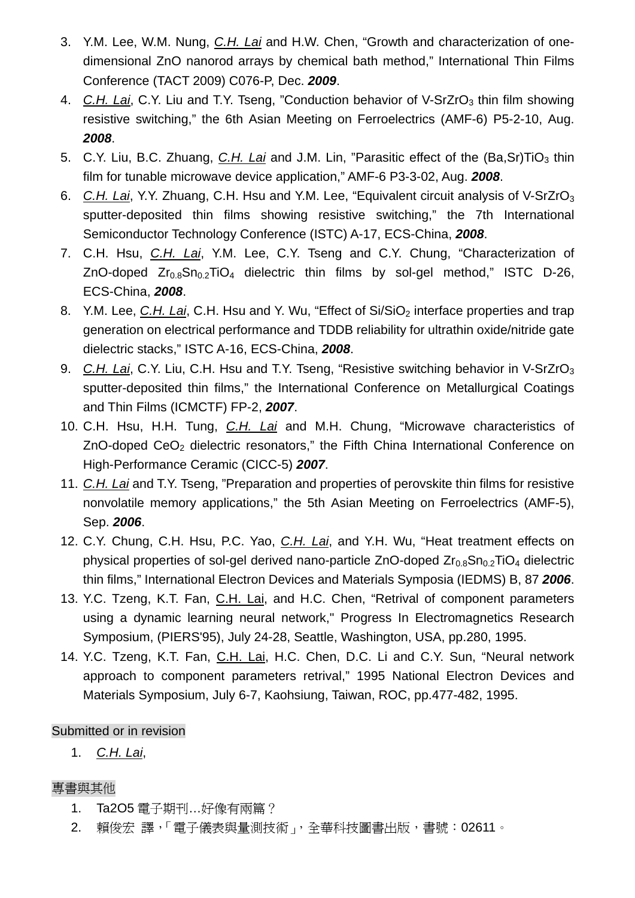3. Y.M. Lee, W.M. Nung, *C.H. Lai* and H.W. Chen, “Growth and characterization of one-dimensional ZnO nanorod arrays by chemical bath method,” International Thin Films Conference (TACT 2009) C076-P, Dec. ***2009***.
4. *C.H. Lai*, C.Y. Liu and T.Y. Tseng, ”Conduction behavior of V-$SrZrO_3$ thin film showing resistive switching,” the 6th Asian Meeting on Ferroelectrics (AMF-6) P5-2-10, Aug. ***2008***.
5. C.Y. Liu, B.C. Zhuang, *C.H. Lai* and J.M. Lin, ”Parasitic effect of the $(Ba,Sr)TiO_3$ thin film for tunable microwave device application,” AMF-6 P3-3-02, Aug. ***2008***.
6. *C.H. Lai*, Y.Y. Zhuang, C.H. Hsu and Y.M. Lee, “Equivalent circuit analysis of V-$SrZrO_3$ sputter-deposited thin films showing resistive switching,” the 7th International Semiconductor Technology Conference (ISTC) A-17, ECS-China, ***2008***.
7. C.H. Hsu, *C.H. Lai*, Y.M. Lee, C.Y. Tseng and C.Y. Chung, “Characterization of ZnO-doped $Zr_{0.8}Sn_{0.2}TiO_4$ dielectric thin films by sol-gel method,” ISTC D-26, ECS-China, ***2008***.
8. Y.M. Lee, *C.H. Lai*, C.H. Hsu and Y. Wu, “Effect of Si/$SiO_2$ interface properties and trap generation on electrical performance and TDDB reliability for ultrathin oxide/nitride gate dielectric stacks,” ISTC A-16, ECS-China, ***2008***.
9. *C.H. Lai*, C.Y. Liu, C.H. Hsu and T.Y. Tseng, “Resistive switching behavior in V-$SrZrO_3$ sputter-deposited thin films,” the International Conference on Metallurgical Coatings and Thin Films (ICMCTF) FP-2, ***2007***.
10. C.H. Hsu, H.H. Tung, *C.H. Lai* and M.H. Chung, “Microwave characteristics of ZnO-doped $CeO_2$ dielectric resonators,” the Fifth China International Conference on High-Performance Ceramic (CICC-5) ***2007***.
11. *C.H. Lai* and T.Y. Tseng, ”Preparation and properties of perovskite thin films for resistive nonvolatile memory applications,” the 5th Asian Meeting on Ferroelectrics (AMF-5), Sep. ***2006***.
12. C.Y. Chung, C.H. Hsu, P.C. Yao, *C.H. Lai*, and Y.H. Wu, “Heat treatment effects on physical properties of sol-gel derived nano-particle ZnO-doped $Zr_{0.8}Sn_{0.2}TiO_4$ dielectric thin films,” International Electron Devices and Materials Symposia (IEDMS) B, 87 ***2006***.
13. Y.C. Tzeng, K.T. Fan, C.H. Lai, and H.C. Chen, “Retrival of component parameters using a dynamic learning neural network," Progress In Electromagnetics Research Symposium, (PIERS'95), July 24-28, Seattle, Washington, USA, pp.280, 1995.
14. Y.C. Tzeng, K.T. Fan, C.H. Lai, H.C. Chen, D.C. Li and C.Y. Sun, “Neural network approach to component parameters retrival,” 1995 National Electron Devices and Materials Symposium, July 6-7, Kaohsiung, Taiwan, ROC, pp.477-482, 1995.

Submitted or in revision

1. *C.H. Lai*,

專書與其他

1. Ta2O5 電子期刊…好像有兩篇？
2. 賴俊宏 譯，「電子儀表與量測技術」，全華科技圖書出版，書號：02611。